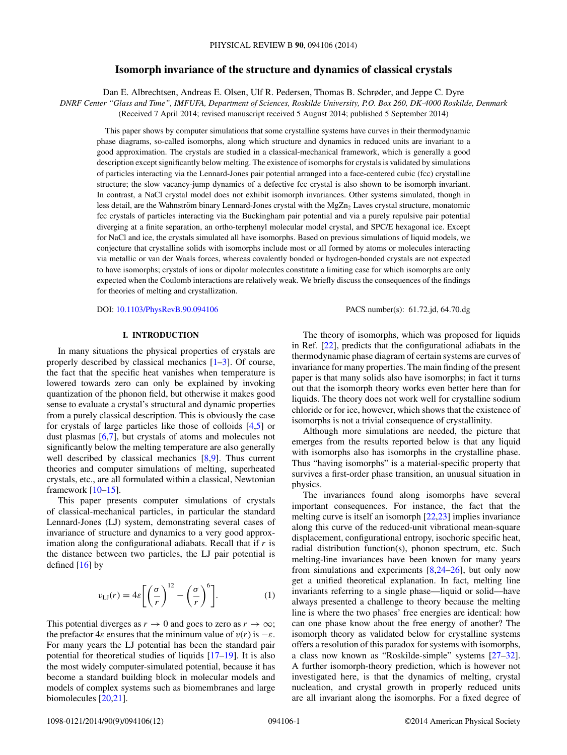# Isomorph invariance of the structure and dynamics of classical crystals

Dan E. Albrechtsen, Andreas E. Olsen, Ulf R. Pedersen, Thomas B. Schrøder, and Jeppe C. Dyre

*DNRF Center "Glass and Time", IMFUFA, Department of Sciences, Roskilde University, P.O. Box 260, DK-4000 Roskilde, Denmark*

(Received 7 April 2014; revised manuscript received 5 August 2014; published 5 September 2014)

This paper shows by computer simulations that some crystalline systems have curves in their thermodynamic phase diagrams, so-called isomorphs, along which structure and dynamics in reduced units are invariant to a good approximation. The crystals are studied in a classical-mechanical framework, which is generally a good description except significantly below melting. The existence of isomorphs for crystals is validated by simulations of particles interacting via the Lennard-Jones pair potential arranged into a face-centered cubic (fcc) crystalline structure; the slow vacancy-jump dynamics of a defective fcc crystal is also shown to be isomorph invariant. In contrast, a NaCl crystal model does not exhibit isomorph invariances. Other systems simulated, though in less detail, are the Wahnström binary Lennard-Jones crystal with the $MgZn_2$ Laves crystal structure, monatomic fcc crystals of particles interacting via the Buckingham pair potential and via a purely repulsive pair potential diverging at a finite separation, an ortho-terphenyl molecular model crystal, and SPC/E hexagonal ice. Except for NaCl and ice, the crystals simulated all have isomorphs. Based on previous simulations of liquid models, we conjecture that crystalline solids with isomorphs include most or all formed by atoms or molecules interacting via metallic or van der Waals forces, whereas covalently bonded or hydrogen-bonded crystals are not expected to have isomorphs; crystals of ions or dipolar molecules constitute a limiting case for which isomorphs are only expected when the Coulomb interactions are relatively weak. We briefly discuss the consequences of the findings for theories of melting and crystallization.

DOI: 10.1103/PhysRevB.90.094106 PACS number(s): 61.72.jd, 64.70.dg

## I. INTRODUCTION

In many situations the physical properties of crystals are properly described by classical mechanics [1–3]. Of course, the fact that the specific heat vanishes when temperature is lowered towards zero can only be explained by invoking quantization of the phonon field, but otherwise it makes good sense to evaluate a crystal's structural and dynamic properties from a purely classical description. This is obviously the case for crystals of large particles like those of colloids [4,5] or dust plasmas [6,7], but crystals of atoms and molecules not significantly below the melting temperature are also generally well described by classical mechanics [8,9]. Thus current theories and computer simulations of melting, superheated crystals, etc., are all formulated within a classical, Newtonian framework [10–15].

This paper presents computer simulations of crystals of classical-mechanical particles, in particular the standard Lennard-Jones (LJ) system, demonstrating several cases of invariance of structure and dynamics to a very good approximation along the configurational adiabats. Recall that if $r$ is the distance between two particles, the LJ pair potential is defined [16] by

$$v_{\rm LJ}(r) = 4\varepsilon\left[\left(\frac{\sigma}{r}\right)^{12} - \left(\frac{\sigma}{r}\right)^{6}\right]. \qquad (1)$$

This potential diverges as $r \to 0$ and goes to zero as $r \to \infty$; the prefactor $4\varepsilon$ ensures that the minimum value of $v(r)$ is $-\varepsilon$. For many years the LJ potential has been the standard pair potential for theoretical studies of liquids [17–19]. It is also the most widely computer-simulated potential, because it has become a standard building block in molecular models and models of complex systems such as biomembranes and large biomolecules [20,21].

The theory of isomorphs, which was proposed for liquids in Ref. [22], predicts that the configurational adiabats in the thermodynamic phase diagram of certain systems are curves of invariance for many properties. The main finding of the present paper is that many solids also have isomorphs; in fact it turns out that the isomorph theory works even better here than for liquids. The theory does not work well for crystalline sodium chloride or for ice, however, which shows that the existence of isomorphs is not a trivial consequence of crystallinity.

Although more simulations are needed, the picture that emerges from the results reported below is that any liquid with isomorphs also has isomorphs in the crystalline phase. Thus "having isomorphs" is a material-specific property that survives a first-order phase transition, an unusual situation in physics.

The invariances found along isomorphs have several important consequences. For instance, the fact that the melting curve is itself an isomorph [22,23] implies invariance along this curve of the reduced-unit vibrational mean-square displacement, configurational entropy, isochoric specific heat, radial distribution function(s), phonon spectrum, etc. Such melting-line invariances have been known for many years from simulations and experiments [8,24–26], but only now get a unified theoretical explanation. In fact, melting line invariants referring to a single phase—liquid or solid—have always presented a challenge to theory because the melting line is where the two phases' free energies are identical: how can one phase know about the free energy of another? The isomorph theory as validated below for crystalline systems offers a resolution of this paradox for systems with isomorphs, a class now known as "Roskilde-simple" systems [27–32]. A further isomorph-theory prediction, which is however not investigated here, is that the dynamics of melting, crystal nucleation, and crystal growth in properly reduced units are all invariant along the isomorphs. For a fixed degree of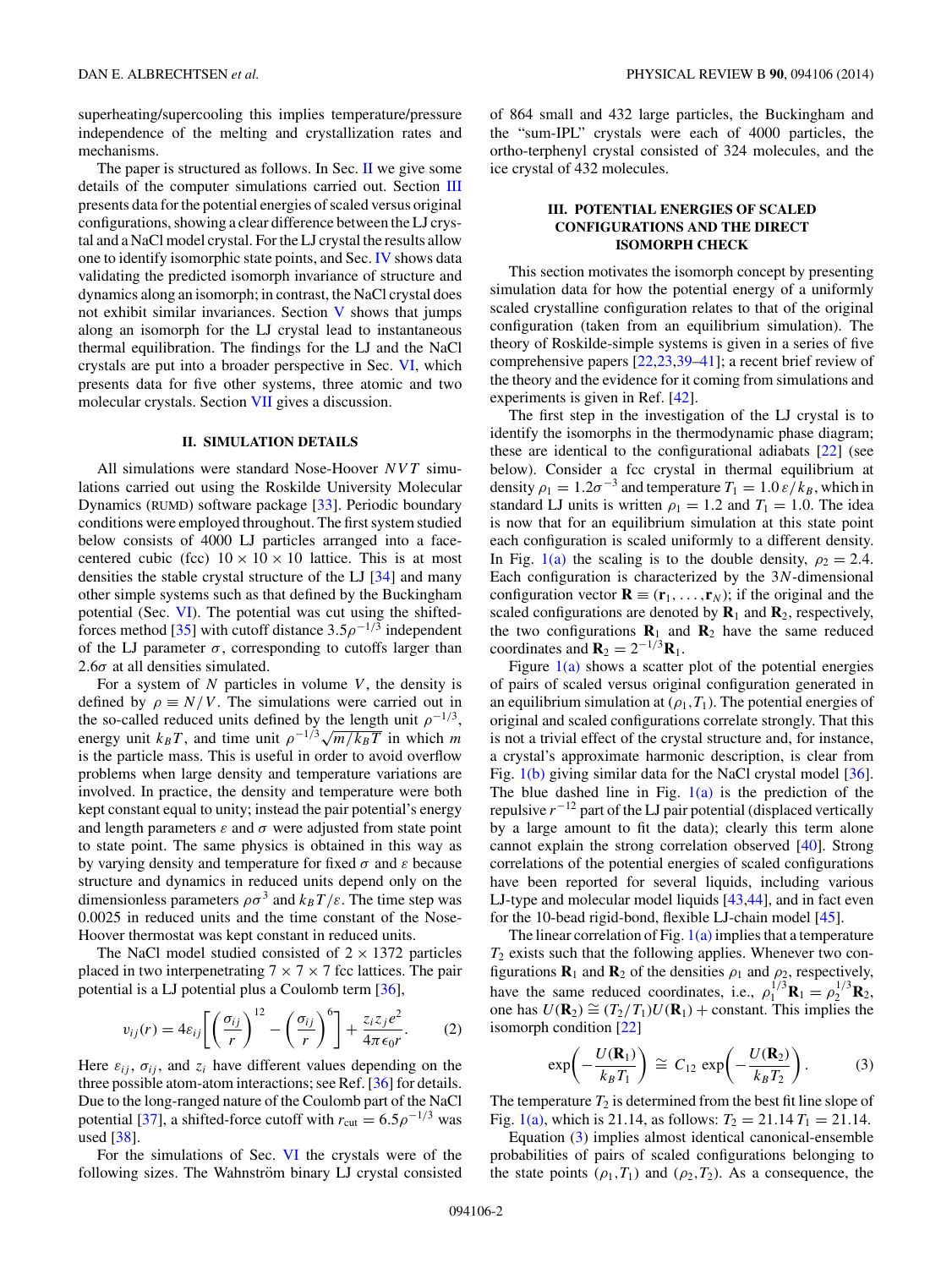superheating/supercooling this implies temperature/pressure independence of the melting and crystallization rates and mechanisms.

The paper is structured as follows. In Sec. II we give some details of the computer simulations carried out. Section III presents data for the potential energies of scaled versus original configurations, showing a clear difference between the LJ crystal and a NaCl model crystal. For the LJ crystal the results allow one to identify isomorphic state points, and Sec. IV shows data validating the predicted isomorph invariance of structure and dynamics along an isomorph; in contrast, the NaCl crystal does not exhibit similar invariances. Section V shows that jumps along an isomorph for the LJ crystal lead to instantaneous thermal equilibration. The findings for the LJ and the NaCl crystals are put into a broader perspective in Sec. VI, which presents data for five other systems, three atomic and two molecular crystals. Section VII gives a discussion.

## II. SIMULATION DETAILS

All simulations were standard Nose-Hoover $NVT$ simulations carried out using the Roskilde University Molecular Dynamics (RUMD) software package [33]. Periodic boundary conditions were employed throughout. The first system studied below consists of 4000 LJ particles arranged into a face-centered cubic (fcc) $10 \times 10 \times 10$ lattice. This is at most densities the stable crystal structure of the LJ [34] and many other simple systems such as that defined by the Buckingham potential (Sec. VI). The potential was cut using the shifted-forces method [35] with cutoff distance $3.5\rho^{-1/3}$ independent of the LJ parameter $\sigma$, corresponding to cutoffs larger than $2.6\sigma$ at all densities simulated.

For a system of $N$ particles in volume $V$, the density is defined by $\rho \equiv N/V$. The simulations were carried out in the so-called reduced units defined by the length unit $\rho^{-1/3}$, energy unit $k_BT$, and time unit $\rho^{-1/3}\sqrt{m/k_BT}$ in which $m$ is the particle mass. This is useful in order to avoid overflow problems when large density and temperature variations are involved. In practice, the density and temperature were both kept constant equal to unity; instead the pair potential's energy and length parameters $\varepsilon$ and $\sigma$ were adjusted from state point to state point. The same physics is obtained in this way as by varying density and temperature for fixed $\sigma$ and $\varepsilon$ because structure and dynamics in reduced units depend only on the dimensionless parameters $\rho\sigma^3$ and $k_BT/\varepsilon$. The time step was 0.0025 in reduced units and the time constant of the Nose-Hoover thermostat was kept constant in reduced units.

The NaCl model studied consisted of $2 \times 1372$ particles placed in two interpenetrating $7 \times 7 \times 7$ fcc lattices. The pair potential is a LJ potential plus a Coulomb term [36],

$$v_{ij}(r) = 4\varepsilon_{ij}\left[\left(\frac{\sigma_{ij}}{r}\right)^{12} - \left(\frac{\sigma_{ij}}{r}\right)^{6}\right] + \frac{z_i z_j e^2}{4\pi\epsilon_0 r}. \qquad (2)$$

Here $\varepsilon_{ij}$, $\sigma_{ij}$, and $z_i$ have different values depending on the three possible atom-atom interactions; see Ref. [36] for details. Due to the long-ranged nature of the Coulomb part of the NaCl potential [37], a shifted-force cutoff with $r_{\rm cut} = 6.5\rho^{-1/3}$ was used [38].

For the simulations of Sec. VI the crystals were of the following sizes. The Wahnström binary LJ crystal consisted of 864 small and 432 large particles, the Buckingham and the "sum-IPL" crystals were each of 4000 particles, the ortho-terphenyl crystal consisted of 324 molecules, and the ice crystal of 432 molecules.

## III. POTENTIAL ENERGIES OF SCALED CONFIGURATIONS AND THE DIRECT ISOMORPH CHECK

This section motivates the isomorph concept by presenting simulation data for how the potential energy of a uniformly scaled crystalline configuration relates to that of the original configuration (taken from an equilibrium simulation). The theory of Roskilde-simple systems is given in a series of five comprehensive papers [22,23,39–41]; a recent brief review of the theory and the evidence for it coming from simulations and experiments is given in Ref. [42].

The first step in the investigation of the LJ crystal is to identify the isomorphs in the thermodynamic phase diagram; these are identical to the configurational adiabats [22] (see below). Consider a fcc crystal in thermal equilibrium at density $\rho_1 = 1.2\sigma^{-3}$ and temperature $T_1 = 1.0\,\varepsilon/k_B$, which in standard LJ units is written $\rho_1 = 1.2$ and $T_1 = 1.0$. The idea is now that for an equilibrium simulation at this state point each configuration is scaled uniformly to a different density. In Fig. 1(a) the scaling is to the double density, $\rho_2 = 2.4$. Each configuration is characterized by the $3N$-dimensional configuration vector $\mathbf{R} \equiv (\mathbf{r}_1, \ldots, \mathbf{r}_N)$; if the original and the scaled configurations are denoted by $\mathbf{R}_1$ and $\mathbf{R}_2$, respectively, the two configurations $\mathbf{R}_1$ and $\mathbf{R}_2$ have the same reduced coordinates and $\mathbf{R}_2 = 2^{-1/3}\mathbf{R}_1$.

Figure 1(a) shows a scatter plot of the potential energies of pairs of scaled versus original configuration generated in an equilibrium simulation at $(\rho_1, T_1)$. The potential energies of original and scaled configurations correlate strongly. That this is not a trivial effect of the crystal structure and, for instance, a crystal's approximate harmonic description, is clear from Fig. 1(b) giving similar data for the NaCl crystal model [36]. The blue dashed line in Fig. 1(a) is the prediction of the repulsive $r^{-12}$ part of the LJ pair potential (displaced vertically by a large amount to fit the data); clearly this term alone cannot explain the strong correlation observed [40]. Strong correlations of the potential energies of scaled configurations have been reported for several liquids, including various LJ-type and molecular model liquids [43,44], and in fact even for the 10-bead rigid-bond, flexible LJ-chain model [45].

The linear correlation of Fig. 1(a) implies that a temperature $T_2$ exists such that the following applies. Whenever two configurations $\mathbf{R}_1$ and $\mathbf{R}_2$ of the densities $\rho_1$ and $\rho_2$, respectively, have the same reduced coordinates, i.e., $\rho_1^{1/3}\mathbf{R}_1 = \rho_2^{1/3}\mathbf{R}_2$, one has $U(\mathbf{R}_2) \cong (T_2/T_1)U(\mathbf{R}_1) + \text{constant}$. This implies the isomorph condition [22]

$$\exp\left(-\frac{U(\mathbf{R}_1)}{k_BT_1}\right) \cong C_{12}\exp\left(-\frac{U(\mathbf{R}_2)}{k_BT_2}\right). \qquad (3)$$

The temperature $T_2$ is determined from the best fit line slope of Fig. 1(a), which is 21.14, as follows: $T_2 = 21.14\,T_1 = 21.14$.

Equation (3) implies almost identical canonical-ensemble probabilities of pairs of scaled configurations belonging to the state points $(\rho_1, T_1)$ and $(\rho_2, T_2)$. As a consequence, the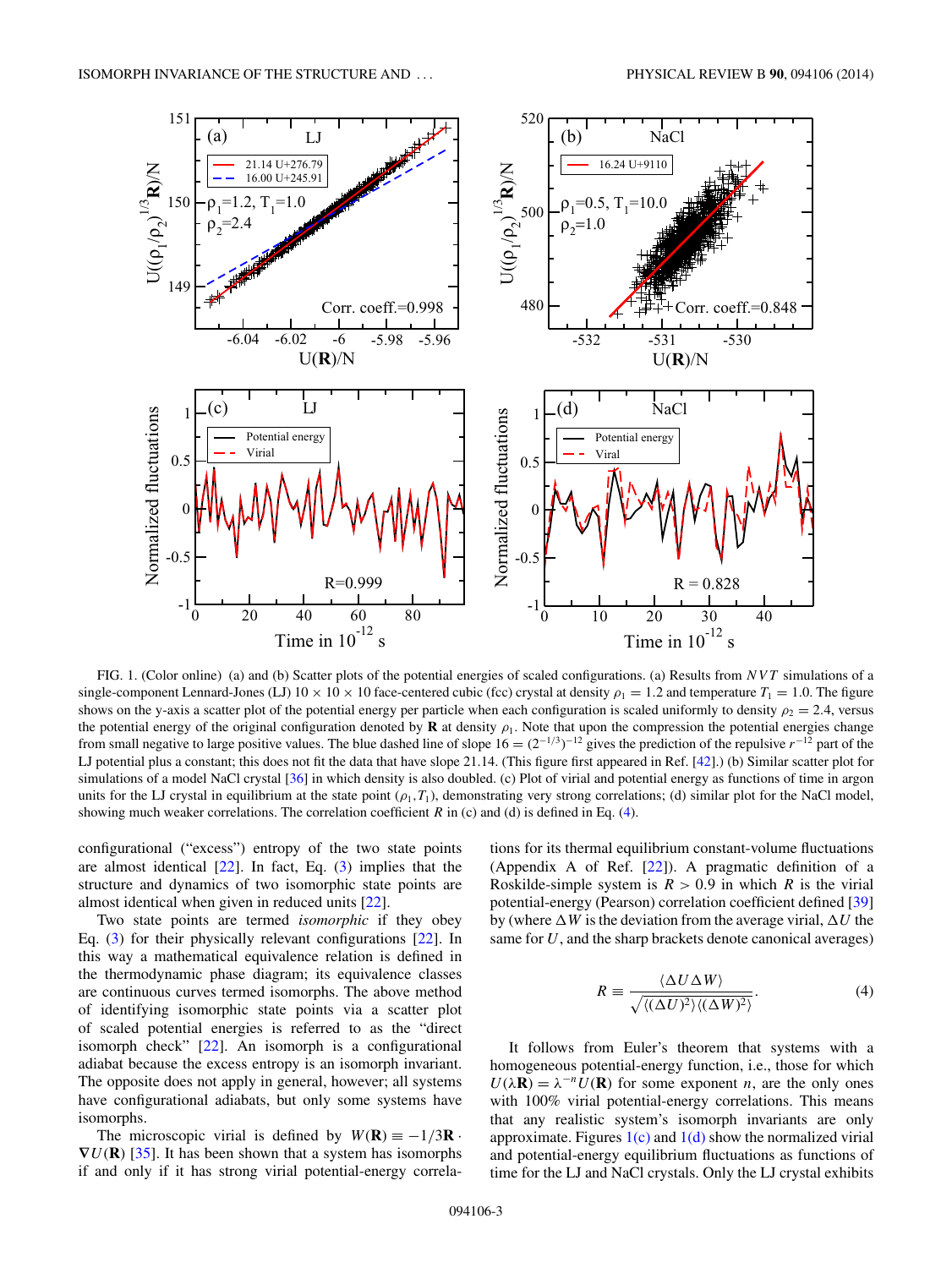FIG. 1. (Color online) (a) and (b) Scatter plots of the potential energies of scaled configurations. (a) Results from $NVT$ simulations of a single-component Lennard-Jones (LJ) $10 \times 10 \times 10$ face-centered cubic (fcc) crystal at density $\rho_1 = 1.2$ and temperature $T_1 = 1.0$. The figure shows on the y-axis a scatter plot of the potential energy per particle when each configuration is scaled uniformly to density $\rho_2 = 2.4$, versus the potential energy of the original configuration denoted by $\mathbf{R}$ at density $\rho_1$. Note that upon the compression the potential energies change from small negative to large positive values. The blue dashed line of slope $16 = (2^{-1/3})^{-12}$ gives the prediction of the repulsive $r^{-12}$ part of the LJ potential plus a constant; this does not fit the data that have slope 21.14. (This figure first appeared in Ref. [42].) (b) Similar scatter plot for simulations of a model NaCl crystal [36] in which density is also doubled. (c) Plot of virial and potential energy as functions of time in argon units for the LJ crystal in equilibrium at the state point $(\rho_1, T_1)$, demonstrating very strong correlations; (d) similar plot for the NaCl model, showing much weaker correlations. The correlation coefficient $R$ in (c) and (d) is defined in Eq. (4).

configurational ("excess") entropy of the two state points are almost identical [22]. In fact, Eq. (3) implies that the structure and dynamics of two isomorphic state points are almost identical when given in reduced units [22].

Two state points are termed *isomorphic* if they obey Eq. (3) for their physically relevant configurations [22]. In this way a mathematical equivalence relation is defined in the thermodynamic phase diagram; its equivalence classes are continuous curves termed isomorphs. The above method of identifying isomorphic state points via a scatter plot of scaled potential energies is referred to as the "direct isomorph check" [22]. An isomorph is a configurational adiabat because the excess entropy is an isomorph invariant. The opposite does not apply in general, however; all systems have configurational adiabats, but only some systems have isomorphs.

The microscopic virial is defined by $W(\mathbf{R}) \equiv -1/3\mathbf{R} \cdot \nabla U(\mathbf{R})$ [35]. It has been shown that a system has isomorphs if and only if it has strong virial potential-energy correlations for its thermal equilibrium constant-volume fluctuations (Appendix A of Ref. [22]). A pragmatic definition of a Roskilde-simple system is $R > 0.9$ in which $R$ is the virial potential-energy (Pearson) correlation coefficient defined [39] by (where $\Delta W$ is the deviation from the average virial, $\Delta U$ the same for $U$, and the sharp brackets denote canonical averages)

$$R \equiv \frac{\langle \Delta U \Delta W \rangle}{\sqrt{\langle (\Delta U)^2 \rangle \langle (\Delta W)^2 \rangle}}. \tag{4}$$

It follows from Euler's theorem that systems with a homogeneous potential-energy function, i.e., those for which $U(\lambda \mathbf{R}) = \lambda^{-n} U(\mathbf{R})$ for some exponent $n$, are the only ones with 100% virial potential-energy correlations. This means that any realistic system's isomorph invariants are only approximate. Figures 1(c) and 1(d) show the normalized virial and potential-energy equilibrium fluctuations as functions of time for the LJ and NaCl crystals. Only the LJ crystal exhibits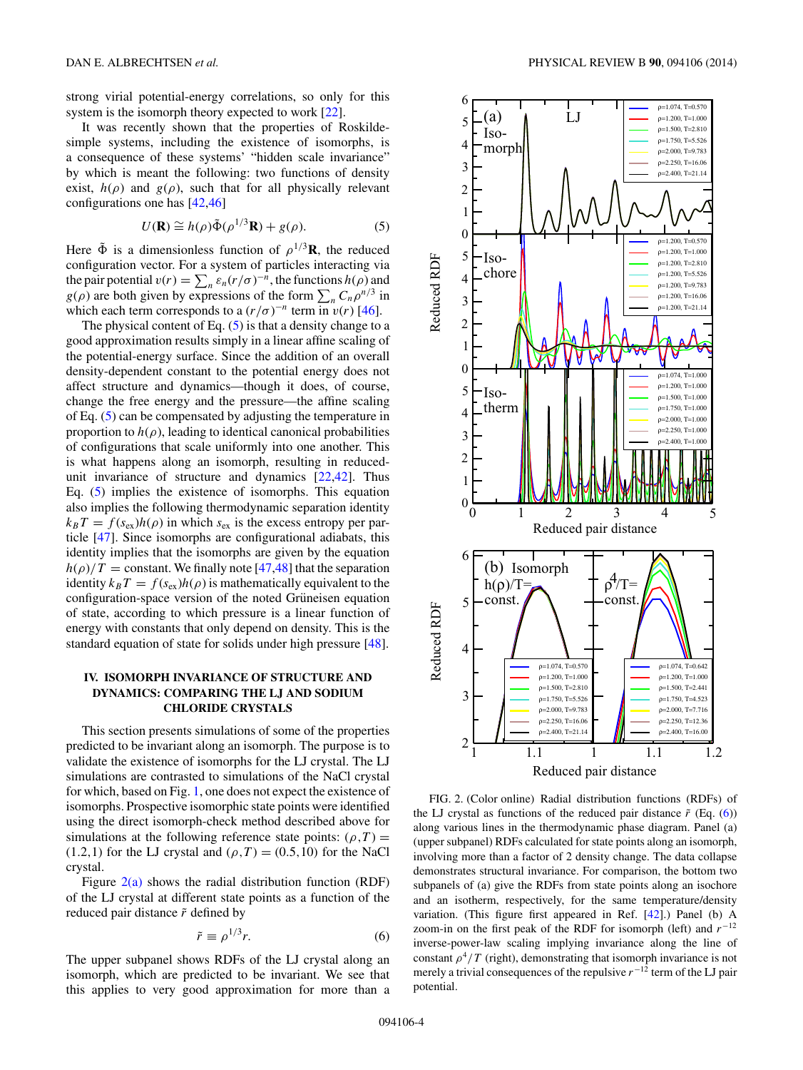strong virial potential-energy correlations, so only for this system is the isomorph theory expected to work [22].

It was recently shown that the properties of Roskilde-simple systems, including the existence of isomorphs, is a consequence of these systems' "hidden scale invariance" by which is meant the following: two functions of density exist, $h(\rho)$ and $g(\rho)$, such that for all physically relevant configurations one has [42,46]

$$U(\mathbf{R}) \cong h(\rho)\tilde{\Phi}(\rho^{1/3}\mathbf{R}) + g(\rho). \tag{5}$$

Here $\tilde{\Phi}$ is a dimensionless function of $\rho^{1/3}\mathbf{R}$, the reduced configuration vector. For a system of particles interacting via the pair potential $v(r) = \sum_n \varepsilon_n (r/\sigma)^{-n}$, the functions $h(\rho)$ and $g(\rho)$ are both given by expressions of the form $\sum_n C_n \rho^{n/3}$ in which each term corresponds to a $(r/\sigma)^{-n}$ term in $v(r)$ [46].

The physical content of Eq. (5) is that a density change to a good approximation results simply in a linear affine scaling of the potential-energy surface. Since the addition of an overall density-dependent constant to the potential energy does not affect structure and dynamics—though it does, of course, change the free energy and the pressure—the affine scaling of Eq. (5) can be compensated by adjusting the temperature in proportion to $h(\rho)$, leading to identical canonical probabilities of configurations that scale uniformly into one another. This is what happens along an isomorph, resulting in reduced-unit invariance of structure and dynamics [22,42]. Thus Eq. (5) implies the existence of isomorphs. This equation also implies the following thermodynamic separation identity $k_B T = f(s_{\rm ex})h(\rho)$ in which $s_{\rm ex}$ is the excess entropy per particle [47]. Since isomorphs are configurational adiabats, this identity implies that the isomorphs are given by the equation $h(\rho)/T =$ constant. We finally note [47,48] that the separation identity $k_B T = f(s_{\rm ex})h(\rho)$ is mathematically equivalent to the configuration-space version of the noted Grüneisen equation of state, according to which pressure is a linear function of energy with constants that only depend on density. This is the standard equation of state for solids under high pressure [48].

## IV. ISOMORPH INVARIANCE OF STRUCTURE AND DYNAMICS: COMPARING THE LJ AND SODIUM CHLORIDE CRYSTALS

This section presents simulations of some of the properties predicted to be invariant along an isomorph. The purpose is to validate the existence of isomorphs for the LJ crystal. The LJ simulations are contrasted to simulations of the NaCl crystal for which, based on Fig. 1, one does not expect the existence of isomorphs. Prospective isomorphic state points were identified using the direct isomorph-check method described above for simulations at the following reference state points: $(\rho,T) = (1.2,1)$ for the LJ crystal and $(\rho,T) = (0.5,10)$ for the NaCl crystal.

Figure 2(a) shows the radial distribution function (RDF) of the LJ crystal at different state points as a function of the reduced pair distance $\tilde{r}$ defined by

$$\tilde{r} \equiv \rho^{1/3} r. \tag{6}$$

The upper subpanel shows RDFs of the LJ crystal along an isomorph, which are predicted to be invariant. We see that this applies to very good approximation for more than a

FIG. 2. (Color online) Radial distribution functions (RDFs) of the LJ crystal as functions of the reduced pair distance $\tilde{r}$ (Eq. (6)) along various lines in the thermodynamic phase diagram. Panel (a) (upper subpanel) RDFs calculated for state points along an isomorph, involving more than a factor of 2 density change. The data collapse demonstrates structural invariance. For comparison, the bottom two subpanels of (a) give the RDFs from state points along an isochore and an isotherm, respectively, for the same temperature/density variation. (This figure first appeared in Ref. [42].) Panel (b) A zoom-in on the first peak of the RDF for isomorph (left) and $r^{-12}$ inverse-power-law scaling implying invariance along the line of constant $\rho^4/T$ (right), demonstrating that isomorph invariance is not merely a trivial consequences of the repulsive $r^{-12}$ term of the LJ pair potential.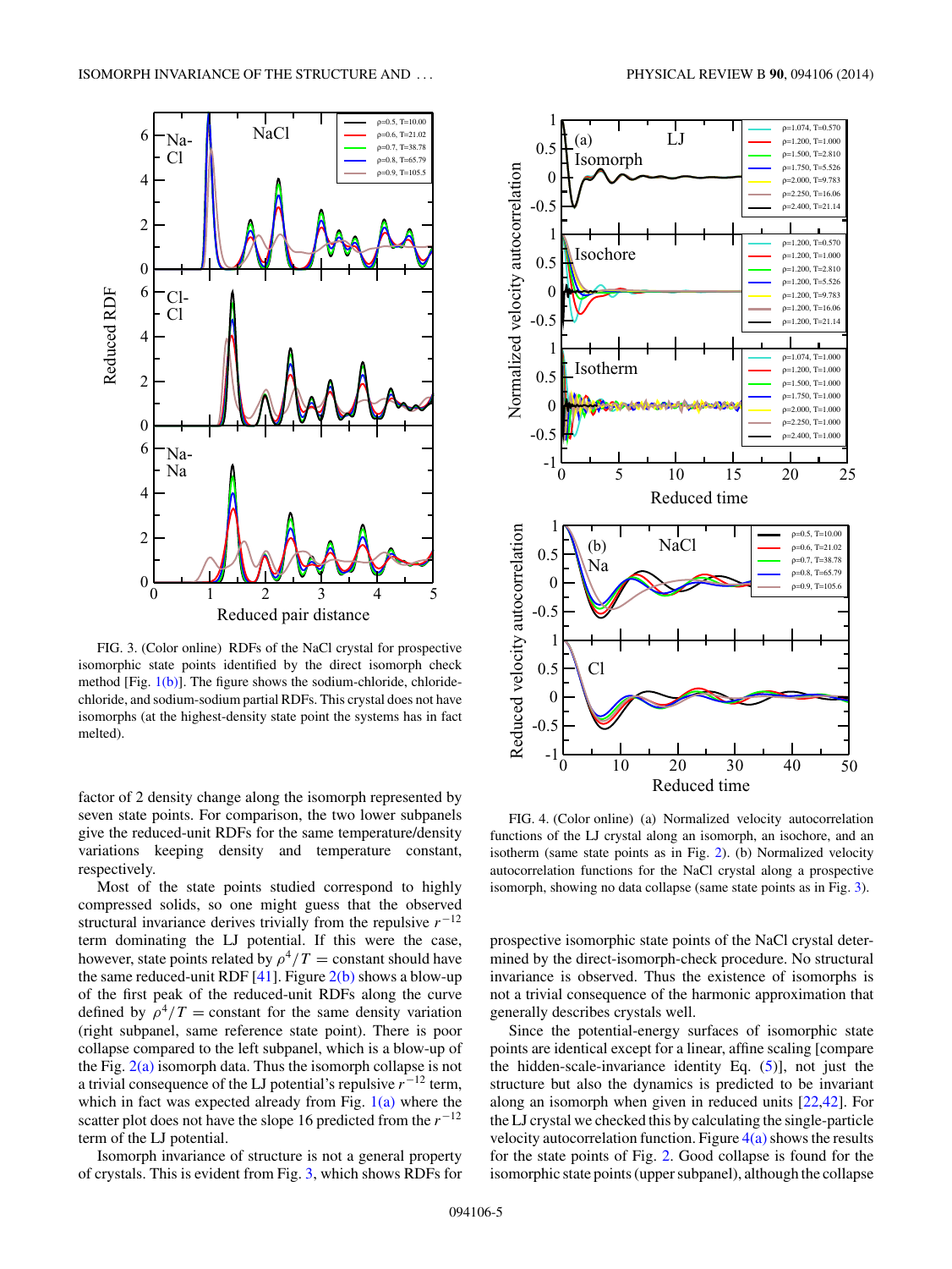FIG. 3. (Color online) RDFs of the NaCl crystal for prospective isomorphic state points identified by the direct isomorph check method [Fig. 1(b)]. The figure shows the sodium-chloride, chloride-chloride, and sodium-sodium partial RDFs. This crystal does not have isomorphs (at the highest-density state point the systems has in fact melted).

FIG. 4. (Color online) (a) Normalized velocity autocorrelation functions of the LJ crystal along an isomorph, an isochore, and an isotherm (same state points as in Fig. 2). (b) Normalized velocity autocorrelation functions for the NaCl crystal along a prospective isomorph, showing no data collapse (same state points as in Fig. 3).

factor of 2 density change along the isomorph represented by seven state points. For comparison, the two lower subpanels give the reduced-unit RDFs for the same temperature/density variations keeping density and temperature constant, respectively.

Most of the state points studied correspond to highly compressed solids, so one might guess that the observed structural invariance derives trivially from the repulsive $r^{-12}$ term dominating the LJ potential. If this were the case, however, state points related by $\rho^4/T =$ constant should have the same reduced-unit RDF [41]. Figure 2(b) shows a blow-up of the first peak of the reduced-unit RDFs along the curve defined by $\rho^4/T =$ constant for the same density variation (right subpanel, same reference state point). There is poor collapse compared to the left subpanel, which is a blow-up of the Fig. 2(a) isomorph data. Thus the isomorph collapse is not a trivial consequence of the LJ potential's repulsive $r^{-12}$ term, which in fact was expected already from Fig. 1(a) where the scatter plot does not have the slope 16 predicted from the $r^{-12}$ term of the LJ potential.

Isomorph invariance of structure is not a general property of crystals. This is evident from Fig. 3, which shows RDFs for prospective isomorphic state points of the NaCl crystal determined by the direct-isomorph-check procedure. No structural invariance is observed. Thus the existence of isomorphs is not a trivial consequence of the harmonic approximation that generally describes crystals well.

Since the potential-energy surfaces of isomorphic state points are identical except for a linear, affine scaling [compare the hidden-scale-invariance identity Eq. (5)], not just the structure but also the dynamics is predicted to be invariant along an isomorph when given in reduced units [22,42]. For the LJ crystal we checked this by calculating the single-particle velocity autocorrelation function. Figure 4(a) shows the results for the state points of Fig. 2. Good collapse is found for the isomorphic state points (upper subpanel), although the collapse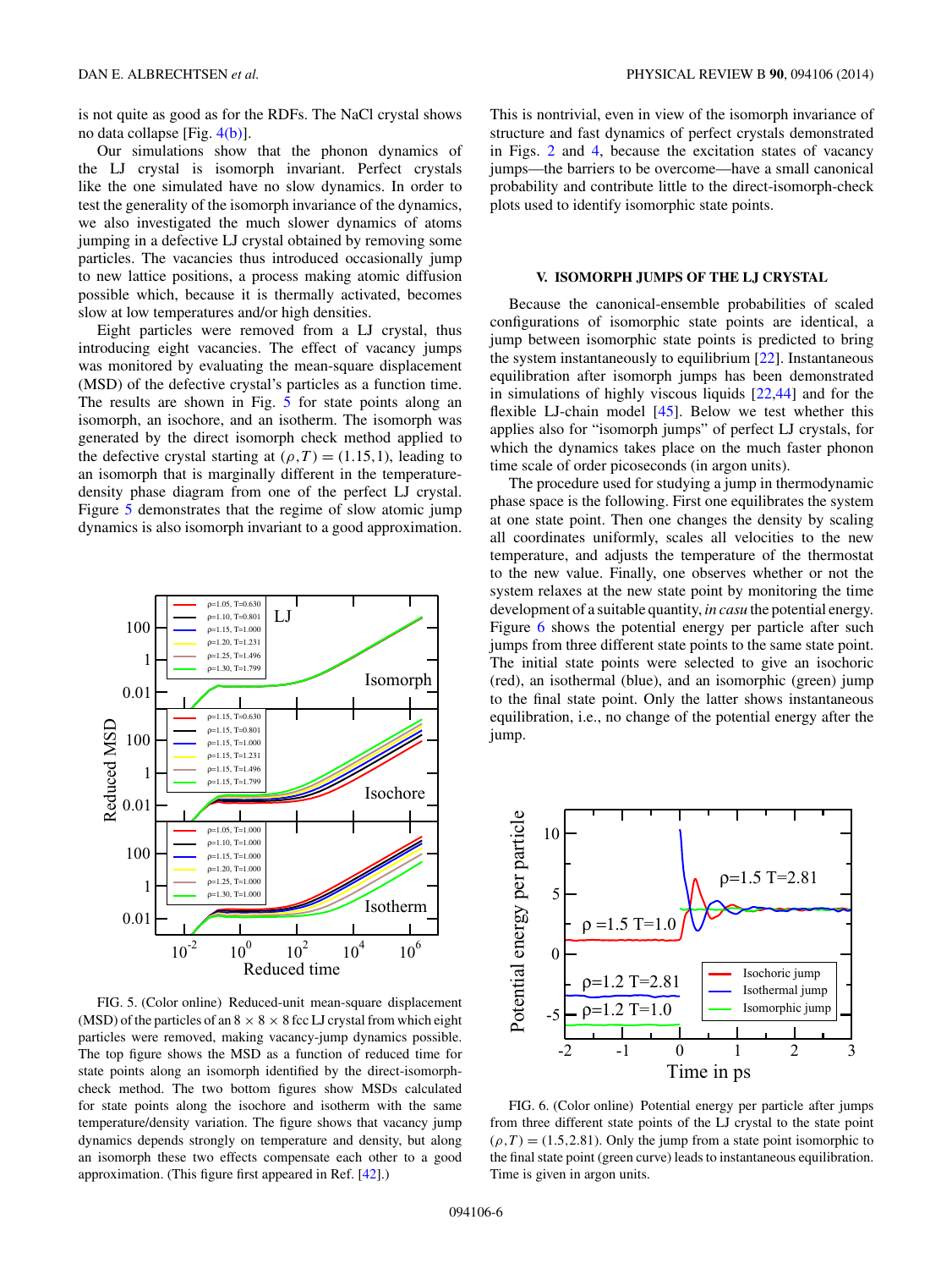is not quite as good as for the RDFs. The NaCl crystal shows no data collapse [Fig. 4(b)].

Our simulations show that the phonon dynamics of the LJ crystal is isomorph invariant. Perfect crystals like the one simulated have no slow dynamics. In order to test the generality of the isomorph invariance of the dynamics, we also investigated the much slower dynamics of atoms jumping in a defective LJ crystal obtained by removing some particles. The vacancies thus introduced occasionally jump to new lattice positions, a process making atomic diffusion possible which, because it is thermally activated, becomes slow at low temperatures and/or high densities.

Eight particles were removed from a LJ crystal, thus introducing eight vacancies. The effect of vacancy jumps was monitored by evaluating the mean-square displacement (MSD) of the defective crystal's particles as a function of time. The results are shown in Fig. 5 for state points along an isomorph, an isochore, and an isotherm. The isomorph was generated by the direct isomorph check method applied to the defective crystal starting at $(\rho,T) = (1.15,1)$, leading to an isomorph that is marginally different in the temperature-density phase diagram from one of the perfect LJ crystal. Figure 5 demonstrates that the regime of slow atomic jump dynamics is also isomorph invariant to a good approximation.

FIG. 5. (Color online) Reduced-unit mean-square displacement (MSD) of the particles of an $8 \times 8 \times 8$ fcc LJ crystal from which eight particles were removed, making vacancy-jump dynamics possible. The top figure shows the MSD as a function of reduced time for state points along an isomorph identified by the direct-isomorph-check method. The two bottom figures show MSDs calculated for state points along the isochore and isotherm with the same temperature/density variation. The figure shows that vacancy jump dynamics depends strongly on temperature and density, but along an isomorph these two effects compensate each other to a good approximation. (This figure first appeared in Ref. [42].)

This is nontrivial, even in view of the isomorph invariance of structure and fast dynamics of perfect crystals demonstrated in Figs. 2 and 4, because the excitation states of vacancy jumps—the barriers to be overcome—have a small canonical probability and contribute little to the direct-isomorph-check plots used to identify isomorphic state points.

## V. ISOMORPH JUMPS OF THE LJ CRYSTAL

Because the canonical-ensemble probabilities of scaled configurations of isomorphic state points are identical, a jump between isomorphic state points is predicted to bring the system instantaneously to equilibrium [22]. Instantaneous equilibration after isomorph jumps has been demonstrated in simulations of highly viscous liquids [22,44] and for the flexible LJ-chain model [45]. Below we test whether this applies also for "isomorph jumps" of perfect LJ crystals, for which the dynamics takes place on the much faster phonon time scale of order picoseconds (in argon units).

The procedure used for studying a jump in thermodynamic phase space is the following. First one equilibrates the system at one state point. Then one changes the density by scaling all coordinates uniformly, scales all velocities to the new temperature, and adjusts the temperature of the thermostat to the new value. Finally, one observes whether or not the system relaxes at the new state point by monitoring the time development of a suitable quantity, *in casu* the potential energy. Figure 6 shows the potential energy per particle after such jumps from three different state points to the same state point. The initial state points were selected to give an isochoric (red), an isothermal (blue), and an isomorphic (green) jump to the final state point. Only the latter shows instantaneous equilibration, i.e., no change of the potential energy after the jump.

FIG. 6. (Color online) Potential energy per particle after jumps from three different state points of the LJ crystal to the state point $(\rho,T) = (1.5,2.81)$. Only the jump from a state point isomorphic to the final state point (green curve) leads to instantaneous equilibration. Time is given in argon units.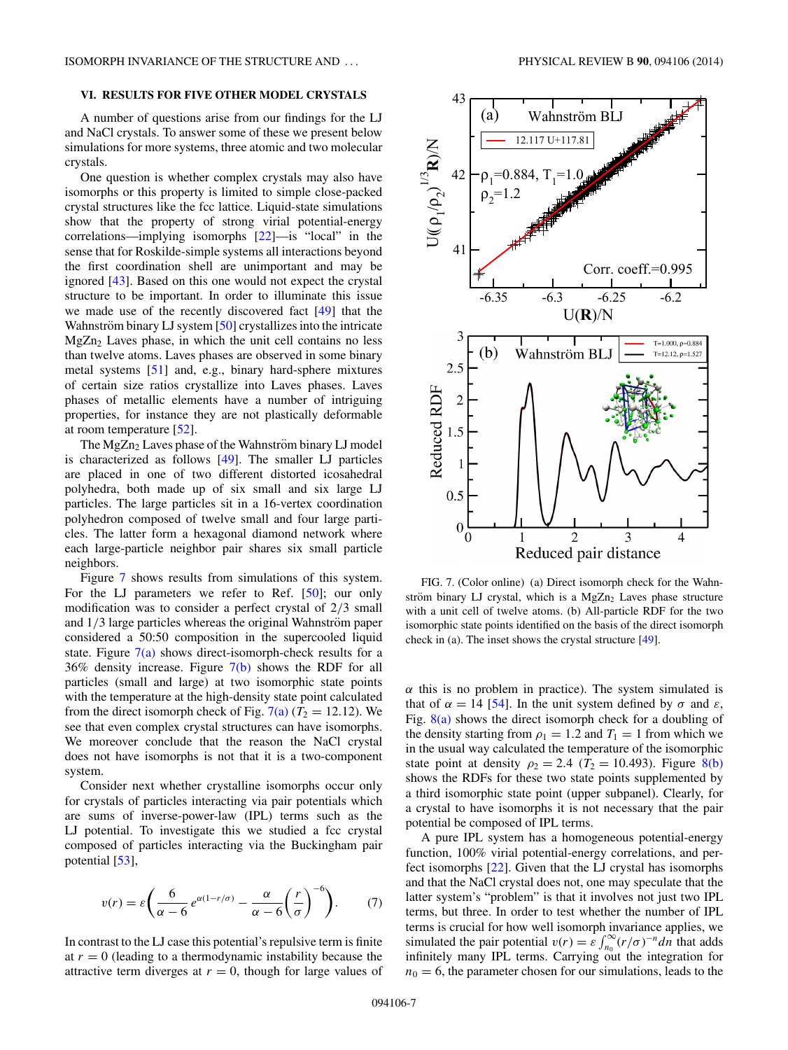## VI. RESULTS FOR FIVE OTHER MODEL CRYSTALS

A number of questions arise from our findings for the LJ and NaCl crystals. To answer some of these we present below simulations for more systems, three atomic and two molecular crystals.

One question is whether complex crystals may also have isomorphs or this property is limited to simple close-packed crystal structures like the fcc lattice. Liquid-state simulations show that the property of strong virial potential-energy correlations—implying isomorphs [22]—is "local" in the sense that for Roskilde-simple systems all interactions beyond the first coordination shell are unimportant and may be ignored [43]. Based on this one would not expect the crystal structure to be important. In order to illuminate this issue we made use of the recently discovered fact [49] that the Wahnström binary LJ system [50] crystallizes into the intricate $MgZn_2$ Laves phase, in which the unit cell contains no less than twelve atoms. Laves phases are observed in some binary metal systems [51] and, e.g., binary hard-sphere mixtures of certain size ratios crystallize into Laves phases. Laves phases of metallic elements have a number of intriguing properties, for instance they are not plastically deformable at room temperature [52].

The $MgZn_2$ Laves phase of the Wahnström binary LJ model is characterized as follows [49]. The smaller LJ particles are placed in one of two different distorted icosahedral polyhedra, both made up of six small and six large LJ particles. The large particles sit in a 16-vertex coordination polyhedron composed of twelve small and four large particles. The latter form a hexagonal diamond network where each large-particle neighbor pair shares six small particle neighbors.

Figure 7 shows results from simulations of this system. For the LJ parameters we refer to Ref. [50]; our only modification was to consider a perfect crystal of 2/3 small and 1/3 large particles whereas the original Wahnström paper considered a 50:50 composition in the supercooled liquid state. Figure 7(a) shows direct-isomorph-check results for a 36% density increase. Figure 7(b) shows the RDF for all particles (small and large) at two isomorphic state points with the temperature at the high-density state point calculated from the direct isomorph check of Fig. 7(a) ($T_2 = 12.12$). We see that even complex crystal structures can have isomorphs. We moreover conclude that the reason the NaCl crystal does not have isomorphs is not that it is a two-component system.

Consider next whether crystalline isomorphs occur only for crystals of particles interacting via pair potentials which are sums of inverse-power-law (IPL) terms such as the LJ potential. To investigate this we studied a fcc crystal composed of particles interacting via the Buckingham pair potential [53],

$$v(r) = \varepsilon\left(\frac{6}{\alpha-6}\,e^{\alpha(1-r/\sigma)} - \frac{\alpha}{\alpha-6}\left(\frac{r}{\sigma}\right)^{-6}\right). \qquad (7)$$

In contrast to the LJ case this potential's repulsive term is finite at $r = 0$ (leading to a thermodynamic instability because the attractive term diverges at $r = 0$, though for large values of

FIG. 7. (Color online) (a) Direct isomorph check for the Wahnström binary LJ crystal, which is a $MgZn_2$ Laves phase structure with a unit cell of twelve atoms. (b) All-particle RDF for the two isomorphic state points identified on the basis of the direct isomorph check in (a). The inset shows the crystal structure [49].

$\alpha$ this is no problem in practice). The system simulated is that of $\alpha = 14$ [54]. In the unit system defined by $\sigma$ and $\varepsilon$, Fig. 8(a) shows the direct isomorph check for a doubling of the density starting from $\rho_1 = 1.2$ and $T_1 = 1$ from which we in the usual way calculated the temperature of the isomorphic state point at density $\rho_2 = 2.4$ ($T_2 = 10.493$). Figure 8(b) shows the RDFs for these two state points supplemented by a third isomorphic state point (upper subpanel). Clearly, for a crystal to have isomorphs it is not necessary that the pair potential be composed of IPL terms.

A pure IPL system has a homogeneous potential-energy function, 100% virial potential-energy correlations, and perfect isomorphs [22]. Given that the LJ crystal has isomorphs and that the NaCl crystal does not, one may speculate that the latter system's "problem" is that it involves not just two IPL terms, but three. In order to test whether the number of IPL terms is crucial for how well isomorph invariance applies, we simulated the pair potential $v(r) = \varepsilon\int_{n_0}^{\infty}(r/\sigma)^{-n}dn$ that adds infinitely many IPL terms. Carrying out the integration for $n_0 = 6$, the parameter chosen for our simulations, leads to the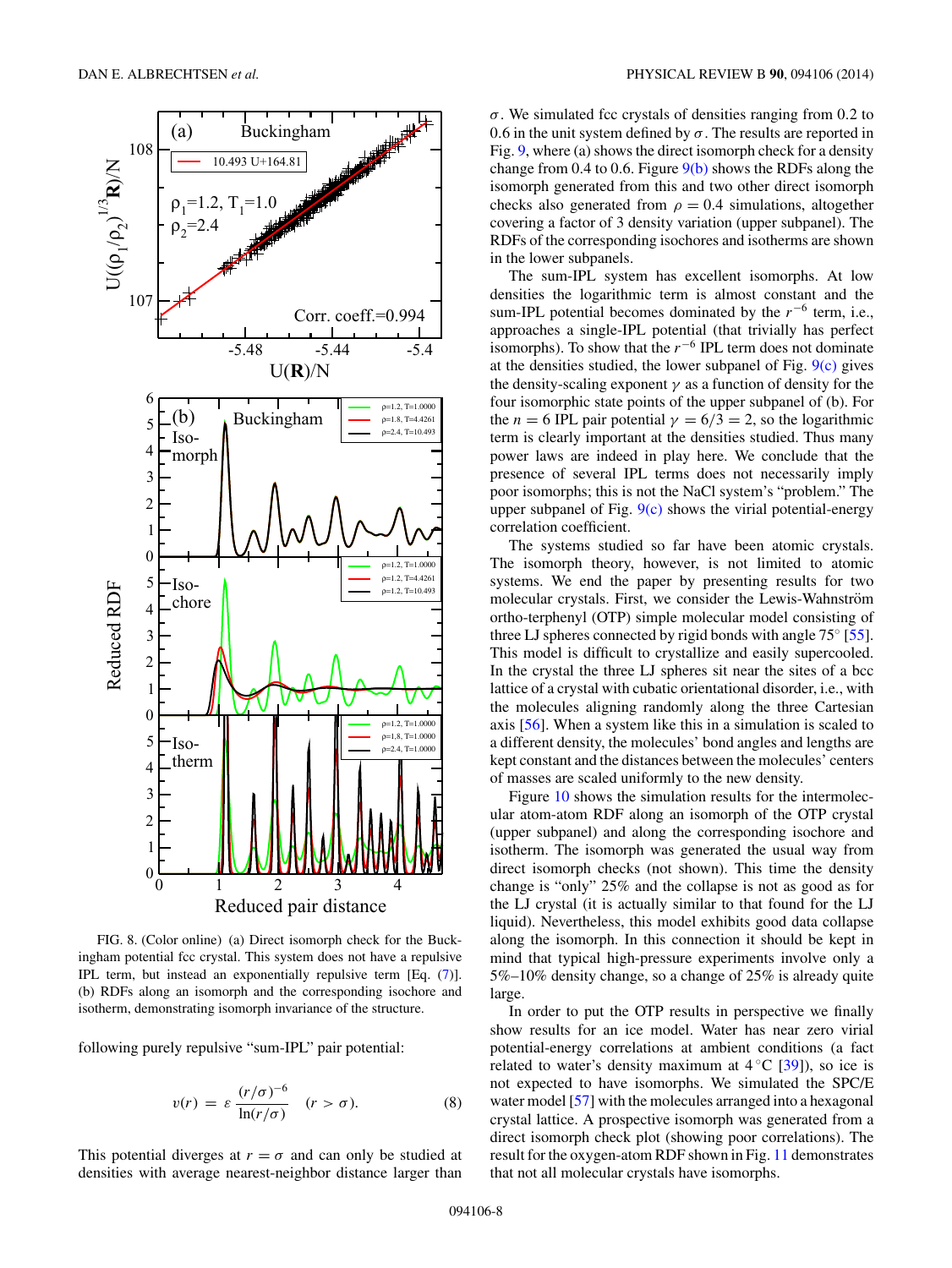FIG. 8. (Color online) (a) Direct isomorph check for the Buckingham potential fcc crystal. This system does not have a repulsive IPL term, but instead an exponentially repulsive term [Eq. (7)]. (b) RDFs along an isomorph and the corresponding isochore and isotherm, demonstrating isomorph invariance of the structure.

following purely repulsive "sum-IPL" pair potential:

$$v(r) = \varepsilon \frac{(r/\sigma)^{-6}}{\ln(r/\sigma)} \quad (r > \sigma). \tag{8}$$

This potential diverges at $r = \sigma$ and can only be studied at densities with average nearest-neighbor distance larger than $\sigma$. We simulated fcc crystals of densities ranging from 0.2 to 0.6 in the unit system defined by $\sigma$. The results are reported in Fig. 9, where (a) shows the direct isomorph check for a density change from 0.4 to 0.6. Figure 9(b) shows the RDFs along the isomorph generated from this and two other direct isomorph checks also generated from $\rho = 0.4$ simulations, altogether covering a factor of 3 density variation (upper subpanel). The RDFs of the corresponding isochores and isotherms are shown in the lower subpanels.

The sum-IPL system has excellent isomorphs. At low densities the logarithmic term is almost constant and the sum-IPL potential becomes dominated by the $r^{-6}$ term, i.e., approaches a single-IPL potential (that trivially has perfect isomorphs). To show that the $r^{-6}$ IPL term does not dominate at the densities studied, the lower subpanel of Fig. 9(c) gives the density-scaling exponent $\gamma$ as a function of density for the four isomorphic state points of the upper subpanel of (b). For the $n = 6$ IPL pair potential $\gamma = 6/3 = 2$, so the logarithmic term is clearly important at the densities studied. Thus many power laws are indeed in play here. We conclude that the presence of several IPL terms does not necessarily imply poor isomorphs; this is not the NaCl system's "problem." The upper subpanel of Fig. 9(c) shows the virial potential-energy correlation coefficient.

The systems studied so far have been atomic crystals. The isomorph theory, however, is not limited to atomic systems. We end the paper by presenting results for two molecular crystals. First, we consider the Lewis-Wahnström ortho-terphenyl (OTP) simple molecular model consisting of three LJ spheres connected by rigid bonds with angle 75° [55]. This model is difficult to crystallize and easily supercooled. In the crystal the three LJ spheres sit near the sites of a bcc lattice of a crystal with cubatic orientational disorder, i.e., with the molecules aligning randomly along the three Cartesian axis [56]. When a system like this in a simulation is scaled to a different density, the molecules' bond angles and lengths are kept constant and the distances between the molecules' centers of masses are scaled uniformly to the new density.

Figure 10 shows the simulation results for the intermolecular atom-atom RDF along an isomorph of the OTP crystal (upper subpanel) and along the corresponding isochore and isotherm. The isomorph was generated the usual way from direct isomorph checks (not shown). This time the density change is "only" 25% and the collapse is not as good as for the LJ crystal (it is actually similar to that found for the LJ liquid). Nevertheless, this model exhibits good data collapse along the isomorph. In this connection it should be kept in mind that typical high-pressure experiments involve only a 5%–10% density change, so a change of 25% is already quite large.

In order to put the OTP results in perspective we finally show results for an ice model. Water has near zero virial potential-energy correlations at ambient conditions (a fact related to water's density maximum at 4 °C [39]), so ice is not expected to have isomorphs. We simulated the SPC/E water model [57] with the molecules arranged into a hexagonal crystal lattice. A prospective isomorph was generated from a direct isomorph check plot (showing poor correlations). The result for the oxygen-atom RDF shown in Fig. 11 demonstrates that not all molecular crystals have isomorphs.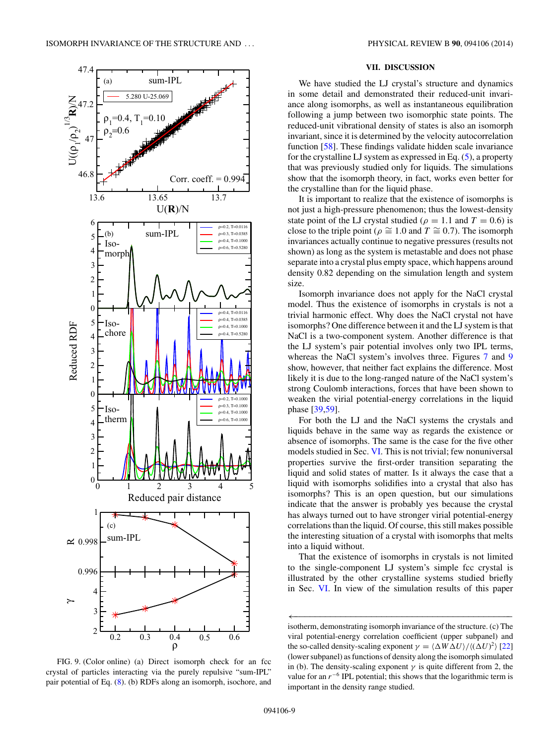FIG. 9. (Color online) (a) Direct isomorph check for an fcc crystal of particles interacting via the purely repulsive "sum-IPL" pair potential of Eq. (8). (b) RDFs along an isomorph, isochore, and isotherm, demonstrating isomorph invariance of the structure. (c) The virial potential-energy correlation coefficient (upper subpanel) and the so-called density-scaling exponent $\gamma = \langle \Delta W \Delta U \rangle / \langle (\Delta U)^2 \rangle$ [22] (lower subpanel) as functions of density along the isomorph simulated in (b). The density-scaling exponent $\gamma$ is quite different from 2, the value for an $r^{-6}$ IPL potential; this shows that the logarithmic term is important in the density range studied.

## VII. DISCUSSION

We have studied the LJ crystal's structure and dynamics in some detail and demonstrated their reduced-unit invariance along isomorphs, as well as instantaneous equilibration following a jump between two isomorphic state points. The reduced-unit vibrational density of states is also an isomorph invariant, since it is determined by the velocity autocorrelation function [58]. These findings validate hidden scale invariance for the crystalline LJ system as expressed in Eq. (5), a property that was previously studied only for liquids. The simulations show that the isomorph theory, in fact, works even better for the crystalline than for the liquid phase.

It is important to realize that the existence of isomorphs is not just a high-pressure phenomenon; thus the lowest-density state point of the LJ crystal studied ($\rho = 1.1$ and $T = 0.6$) is close to the triple point ($\rho \cong 1.0$ and $T \cong 0.7$). The isomorph invariances actually continue to negative pressures (results not shown) as long as the system is metastable and does not phase separate into a crystal plus empty space, which happens around density 0.82 depending on the simulation length and system size.

Isomorph invariance does not apply for the NaCl crystal model. Thus the existence of isomorphs in crystals is not a trivial harmonic effect. Why does the NaCl crystal not have isomorphs? One difference between it and the LJ system is that NaCl is a two-component system. Another difference is that the LJ system's pair potential involves only two IPL terms, whereas the NaCl system's involves three. Figures 7 and 9 show, however, that neither fact explains the difference. Most likely it is due to the long-ranged nature of the NaCl system's strong Coulomb interactions, forces that have been shown to weaken the virial potential-energy correlations in the liquid phase [39,59].

For both the LJ and the NaCl systems the crystals and liquids behave in the same way as regards the existence or absence of isomorphs. The same is the case for the five other models studied in Sec. VI. This is not trivial; few nonuniversal properties survive the first-order transition separating the liquid and solid states of matter. Is it always the case that a liquid with isomorphs solidifies into a crystal that also has isomorphs? This is an open question, but our simulations indicate that the answer is probably yes because the crystal has always turned out to have stronger virial potential-energy correlations than the liquid. Of course, this still makes possible the interesting situation of a crystal with isomorphs that melts into a liquid without.

That the existence of isomorphs in crystals is not limited to the single-component LJ system's simple fcc crystal is illustrated by the other crystalline systems studied briefly in Sec. VI. In view of the simulation results of this paper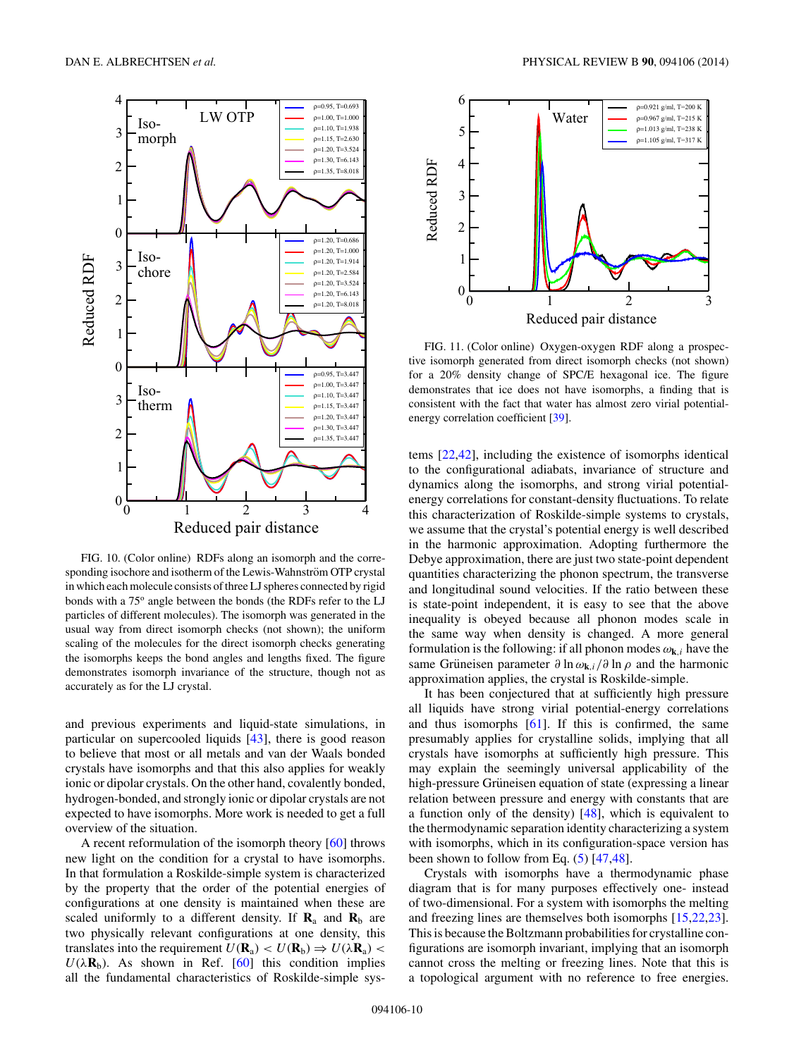FIG. 10. (Color online) RDFs along an isomorph and the corresponding isochore and isotherm of the Lewis-Wahnström OTP crystal in which each molecule consists of three LJ spheres connected by rigid bonds with a 75° angle between the bonds (the RDFs refer to the LJ particles of different molecules). The isomorph was generated in the usual way from direct isomorph checks (not shown); the uniform scaling of the molecules for the direct isomorph checks generating the isomorphs keeps the bond angles and lengths fixed. The figure demonstrates isomorph invariance of the structure, though not as accurately as for the LJ crystal.

FIG. 11. (Color online) Oxygen-oxygen RDF along a prospective isomorph generated from direct isomorph checks (not shown) for a 20% density change of SPC/E hexagonal ice. The figure demonstrates that ice does not have isomorphs, a finding that is consistent with the fact that water has almost zero virial potential-energy correlation coefficient [39].

and previous experiments and liquid-state simulations, in particular on supercooled liquids [43], there is good reason to believe that most or all metals and van der Waals bonded crystals have isomorphs and that this also applies for weakly ionic or dipolar crystals. On the other hand, covalently bonded, hydrogen-bonded, and strongly ionic or dipolar crystals are not expected to have isomorphs. More work is needed to get a full overview of the situation.

A recent reformulation of the isomorph theory [60] throws new light on the condition for a crystal to have isomorphs. In that formulation a Roskilde-simple system is characterized by the property that the order of the potential energies of configurations at one density is maintained when these are scaled uniformly to a different density. If $\mathbf{R}_a$ and $\mathbf{R}_b$ are two physically relevant configurations at one density, this translates into the requirement $U(\mathbf{R}_a) < U(\mathbf{R}_b) \Rightarrow U(\lambda\mathbf{R}_a) < U(\lambda\mathbf{R}_b)$. As shown in Ref. [60] this condition implies all the fundamental characteristics of Roskilde-simple systems [22,42], including the existence of isomorphs identical to the configurational adiabats, invariance of structure and dynamics along the isomorphs, and strong virial potential-energy correlations for constant-density fluctuations. To relate this characterization of Roskilde-simple systems to crystals, we assume that the crystal's potential energy is well described in the harmonic approximation. Adopting furthermore the Debye approximation, there are just two state-point dependent quantities characterizing the phonon spectrum, the transverse and longitudinal sound velocities. If the ratio between these is state-point independent, it is easy to see that the above inequality is obeyed because all phonon modes scale in the same way when density is changed. A more general formulation is the following: if all phonon modes $\omega_{\mathbf{k},i}$ have the same Grüneisen parameter $\partial \ln \omega_{\mathbf{k},i}/\partial \ln \rho$ and the harmonic approximation applies, the crystal is Roskilde-simple.

It has been conjectured that at sufficiently high pressure all liquids have strong virial potential-energy correlations and thus isomorphs [61]. If this is confirmed, the same presumably applies for crystalline solids, implying that all crystals have isomorphs at sufficiently high pressure. This may explain the seemingly universal applicability of the high-pressure Grüneisen equation of state (expressing a linear relation between pressure and energy with constants that are a function only of the density) [48], which is equivalent to the thermodynamic separation identity characterizing a system with isomorphs, which in its configuration-space version has been shown to follow from Eq. (5) [47,48].

Crystals with isomorphs have a thermodynamic phase diagram that is for many purposes effectively one- instead of two-dimensional. For a system with isomorphs the melting and freezing lines are themselves both isomorphs [15,22,23]. This is because the Boltzmann probabilities for crystalline configurations are isomorph invariant, implying that an isomorph cannot cross the melting or freezing lines. Note that this is a topological argument with no reference to free energies.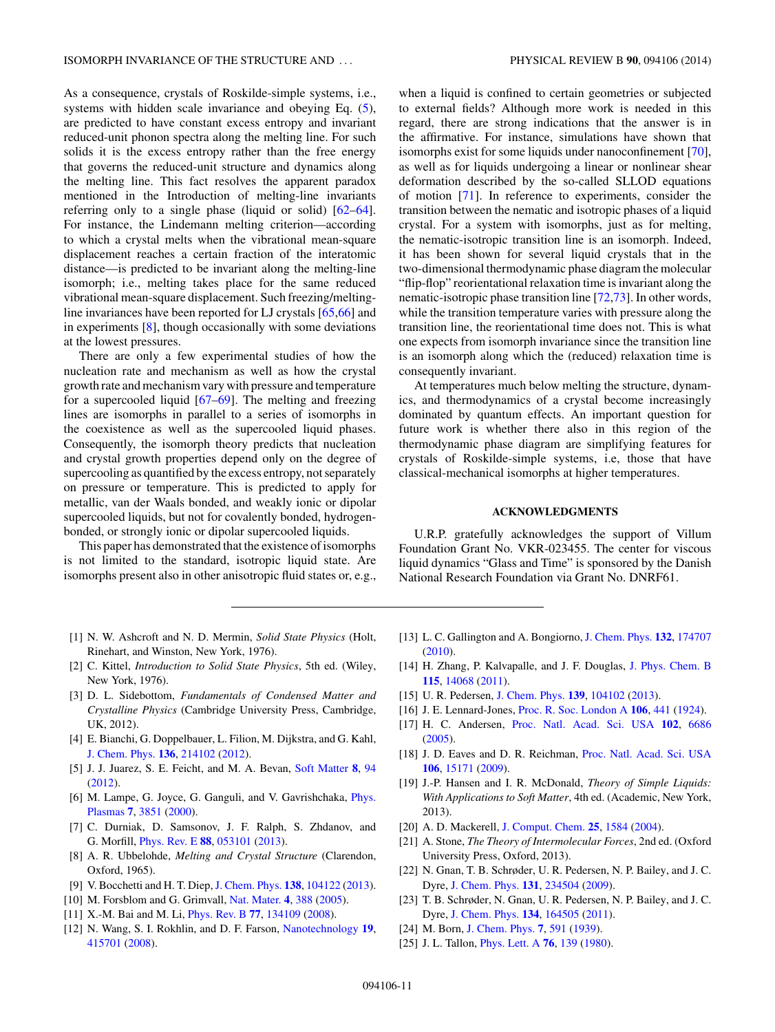As a consequence, crystals of Roskilde-simple systems, i.e., systems with hidden scale invariance and obeying Eq. (5), are predicted to have constant excess entropy and invariant reduced-unit phonon spectra along the melting line. For such solids it is the excess entropy rather than the free energy that governs the reduced-unit structure and dynamics along the melting line. This fact resolves the apparent paradox mentioned in the Introduction of melting-line invariants referring only to a single phase (liquid or solid) [62–64]. For instance, the Lindemann melting criterion—according to which a crystal melts when the vibrational mean-square displacement reaches a certain fraction of the interatomic distance—is predicted to be invariant along the melting-line isomorph; i.e., melting takes place for the same reduced vibrational mean-square displacement. Such freezing/melting-line invariances have been reported for LJ crystals [65,66] and in experiments [8], though occasionally with some deviations at the lowest pressures.

There are only a few experimental studies of how the nucleation rate and mechanism as well as how the crystal growth rate and mechanism vary with pressure and temperature for a supercooled liquid [67–69]. The melting and freezing lines are isomorphs in parallel to a series of isomorphs in the coexistence as well as the supercooled liquid phases. Consequently, the isomorph theory predicts that nucleation and crystal growth properties depend only on the degree of supercooling as quantified by the excess entropy, not separately on pressure or temperature. This is predicted to apply for metallic, van der Waals bonded, and weakly ionic or dipolar supercooled liquids, but not for covalently bonded, hydrogen-bonded, or strongly ionic or dipolar supercooled liquids.

This paper has demonstrated that the existence of isomorphs is not limited to the standard, isotropic liquid state. Are isomorphs present also in other anisotropic fluid states or, e.g., when a liquid is confined to certain geometries or subjected to external fields? Although more work is needed in this regard, there are strong indications that the answer is in the affirmative. For instance, simulations have shown that isomorphs exist for some liquids under nanoconfinement [70], as well as for liquids undergoing a linear or nonlinear shear deformation described by the so-called SLLOD equations of motion [71]. In reference to experiments, consider the transition between the nematic and isotropic phases of a liquid crystal. For a system with isomorphs, just as for melting, the nematic-isotropic transition line is an isomorph. Indeed, it has been shown for several liquid crystals that in the two-dimensional thermodynamic phase diagram the molecular "flip-flop" reorientational relaxation time is invariant along the nematic-isotropic phase transition line [72,73]. In other words, while the transition temperature varies with pressure along the transition line, the reorientational time does not. This is what one expects from isomorph invariance since the transition line is an isomorph along which the (reduced) relaxation time is consequently invariant.

At temperatures much below melting the structure, dynamics, and thermodynamics of a crystal become increasingly dominated by quantum effects. An important question for future work is whether there also in this region of the thermodynamic phase diagram are simplifying features for crystals of Roskilde-simple systems, i.e, those that have classical-mechanical isomorphs at higher temperatures.

## ACKNOWLEDGMENTS

U.R.P. gratefully acknowledges the support of Villum Foundation Grant No. VKR-023455. The center for viscous liquid dynamics "Glass and Time" is sponsored by the Danish National Research Foundation via Grant No. DNRF61.

---

[1] N. W. Ashcroft and N. D. Mermin, *Solid State Physics* (Holt, Rinehart, and Winston, New York, 1976).

[2] C. Kittel, *Introduction to Solid State Physics*, 5th ed. (Wiley, New York, 1976).

[3] D. L. Sidebottom, *Fundamentals of Condensed Matter and Crystalline Physics* (Cambridge University Press, Cambridge, UK, 2012).

[4] E. Bianchi, G. Doppelbauer, L. Filion, M. Dijkstra, and G. Kahl, J. Chem. Phys. **136**, 214102 (2012).

[5] J. J. Juarez, S. E. Feicht, and M. A. Bevan, Soft Matter **8**, 94 (2012).

[6] M. Lampe, G. Joyce, G. Ganguli, and V. Gavrishchaka, Phys. Plasmas **7**, 3851 (2000).

[7] C. Durniak, D. Samsonov, J. F. Ralph, S. Zhdanov, and G. Morfill, Phys. Rev. E **88**, 053101 (2013).

[8] A. R. Ubbelohde, *Melting and Crystal Structure* (Clarendon, Oxford, 1965).

[9] V. Bocchetti and H. T. Diep, J. Chem. Phys. **138**, 104122 (2013).

[10] M. Forsblom and G. Grimvall, Nat. Mater. **4**, 388 (2005).

[11] X.-M. Bai and M. Li, Phys. Rev. B **77**, 134109 (2008).

[12] N. Wang, S. I. Rokhlin, and D. F. Farson, Nanotechnology **19**, 415701 (2008).

[13] L. C. Gallington and A. Bongiorno, J. Chem. Phys. **132**, 174707 (2010).

[14] H. Zhang, P. Kalvapalle, and J. F. Douglas, J. Phys. Chem. B **115**, 14068 (2011).

[15] U. R. Pedersen, J. Chem. Phys. **139**, 104102 (2013).

[16] J. E. Lennard-Jones, Proc. R. Soc. London A **106**, 441 (1924).

[17] H. C. Andersen, Proc. Natl. Acad. Sci. USA **102**, 6686 (2005).

[18] J. D. Eaves and D. R. Reichman, Proc. Natl. Acad. Sci. USA **106**, 15171 (2009).

[19] J.-P. Hansen and I. R. McDonald, *Theory of Simple Liquids: With Applications to Soft Matter*, 4th ed. (Academic, New York, 2013).

[20] A. D. Mackerell, J. Comput. Chem. **25**, 1584 (2004).

[21] A. Stone, *The Theory of Intermolecular Forces*, 2nd ed. (Oxford University Press, Oxford, 2013).

[22] N. Gnan, T. B. Schrøder, U. R. Pedersen, N. P. Bailey, and J. C. Dyre, J. Chem. Phys. **131**, 234504 (2009).

[23] T. B. Schrøder, N. Gnan, U. R. Pedersen, N. P. Bailey, and J. C. Dyre, J. Chem. Phys. **134**, 164505 (2011).

[24] M. Born, J. Chem. Phys. **7**, 591 (1939).

[25] J. L. Tallon, Phys. Lett. A **76**, 139 (1980).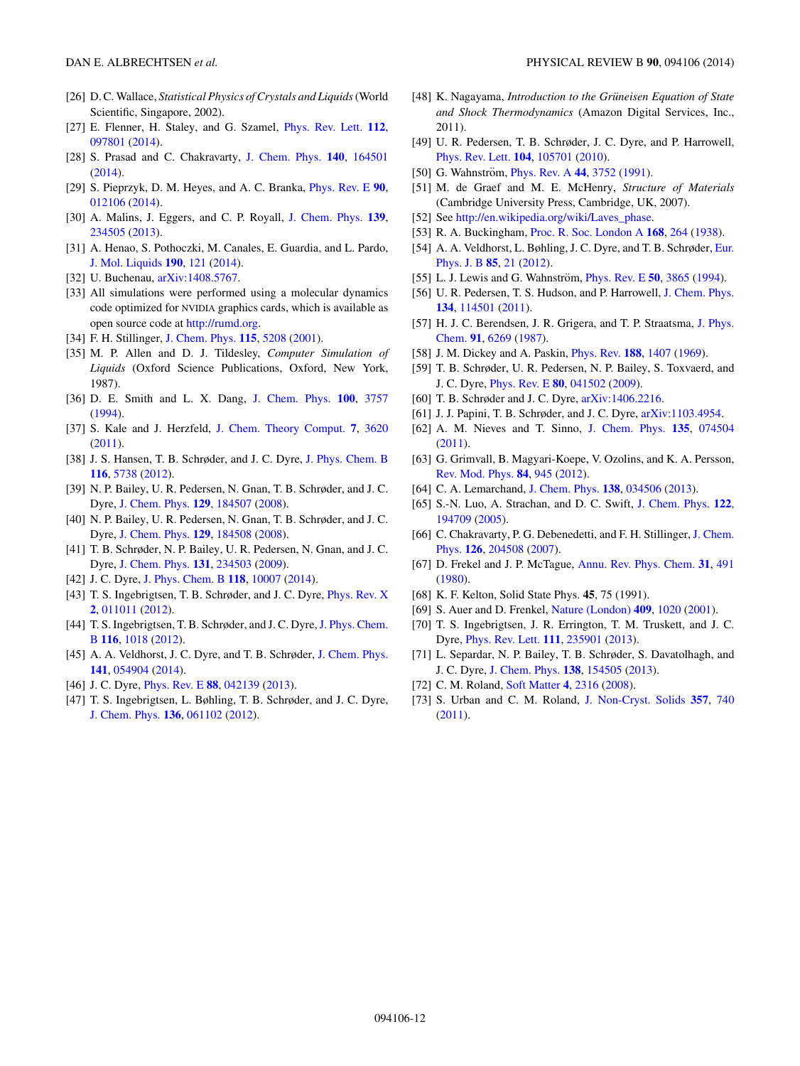[26] D. C. Wallace, *Statistical Physics of Crystals and Liquids* (World Scientific, Singapore, 2002).

[27] E. Flenner, H. Staley, and G. Szamel, Phys. Rev. Lett. **112**, 097801 (2014).

[28] S. Prasad and C. Chakravarty, J. Chem. Phys. **140**, 164501 (2014).

[29] S. Pieprzyk, D. M. Heyes, and A. C. Branka, Phys. Rev. E **90**, 012106 (2014).

[30] A. Malins, J. Eggers, and C. P. Royall, J. Chem. Phys. **139**, 234505 (2013).

[31] A. Henao, S. Pothoczki, M. Canales, E. Guardia, and L. Pardo, J. Mol. Liquids **190**, 121 (2014).

[32] U. Buchenau, arXiv:1408.5767.

[33] All simulations were performed using a molecular dynamics code optimized for NVIDIA graphics cards, which is available as open source code at http://rumd.org.

[34] F. H. Stillinger, J. Chem. Phys. **115**, 5208 (2001).

[35] M. P. Allen and D. J. Tildesley, *Computer Simulation of Liquids* (Oxford Science Publications, Oxford, New York, 1987).

[36] D. E. Smith and L. X. Dang, J. Chem. Phys. **100**, 3757 (1994).

[37] S. Kale and J. Herzfeld, J. Chem. Theory Comput. **7**, 3620 (2011).

[38] J. S. Hansen, T. B. Schrøder, and J. C. Dyre, J. Phys. Chem. B **116**, 5738 (2012).

[39] N. P. Bailey, U. R. Pedersen, N. Gnan, T. B. Schrøder, and J. C. Dyre, J. Chem. Phys. **129**, 184507 (2008).

[40] N. P. Bailey, U. R. Pedersen, N. Gnan, T. B. Schrøder, and J. C. Dyre, J. Chem. Phys. **129**, 184508 (2008).

[41] T. B. Schrøder, N. P. Bailey, U. R. Pedersen, N. Gnan, and J. C. Dyre, J. Chem. Phys. **131**, 234503 (2009).

[42] J. C. Dyre, J. Phys. Chem. B **118**, 10007 (2014).

[43] T. S. Ingebrigtsen, T. B. Schrøder, and J. C. Dyre, Phys. Rev. X **2**, 011011 (2012).

[44] T. S. Ingebrigtsen, T. B. Schrøder, and J. C. Dyre, J. Phys. Chem. B **116**, 1018 (2012).

[45] A. A. Veldhorst, J. C. Dyre, and T. B. Schrøder, J. Chem. Phys. **141**, 054904 (2014).

[46] J. C. Dyre, Phys. Rev. E **88**, 042139 (2013).

[47] T. S. Ingebrigtsen, L. Bøhling, T. B. Schrøder, and J. C. Dyre, J. Chem. Phys. **136**, 061102 (2012).

[48] K. Nagayama, *Introduction to the Grüneisen Equation of State and Shock Thermodynamics* (Amazon Digital Services, Inc., 2011).

[49] U. R. Pedersen, T. B. Schrøder, J. C. Dyre, and P. Harrowell, Phys. Rev. Lett. **104**, 105701 (2010).

[50] G. Wahnström, Phys. Rev. A **44**, 3752 (1991).

[51] M. de Graef and M. E. McHenry, *Structure of Materials* (Cambridge University Press, Cambridge, UK, 2007).

[52] See http://en.wikipedia.org/wiki/Laves_phase.

[53] R. A. Buckingham, Proc. R. Soc. London A **168**, 264 (1938).

[54] A. A. Veldhorst, L. Bøhling, J. C. Dyre, and T. B. Schrøder, Eur. Phys. J. B **85**, 21 (2012).

[55] L. J. Lewis and G. Wahnström, Phys. Rev. E **50**, 3865 (1994).

[56] U. R. Pedersen, T. S. Hudson, and P. Harrowell, J. Chem. Phys. **134**, 114501 (2011).

[57] H. J. C. Berendsen, J. R. Grigera, and T. P. Straatsma, J. Phys. Chem. **91**, 6269 (1987).

[58] J. M. Dickey and A. Paskin, Phys. Rev. **188**, 1407 (1969).

[59] T. B. Schrøder, U. R. Pedersen, N. P. Bailey, S. Toxvaerd, and J. C. Dyre, Phys. Rev. E **80**, 041502 (2009).

[60] T. B. Schrøder and J. C. Dyre, arXiv:1406.2216.

[61] J. J. Papini, T. B. Schrøder, and J. C. Dyre, arXiv:1103.4954.

[62] A. M. Nieves and T. Sinno, J. Chem. Phys. **135**, 074504 (2011).

[63] G. Grimvall, B. Magyari-Koepe, V. Ozolins, and K. A. Persson, Rev. Mod. Phys. **84**, 945 (2012).

[64] C. A. Lemarchand, J. Chem. Phys. **138**, 034506 (2013).

[65] S.-N. Luo, A. Strachan, and D. C. Swift, J. Chem. Phys. **122**, 194709 (2005).

[66] C. Chakravarty, P. G. Debenedetti, and F. H. Stillinger, J. Chem. Phys. **126**, 204508 (2007).

[67] D. Frekel and J. P. McTague, Annu. Rev. Phys. Chem. **31**, 491 (1980).

[68] K. F. Kelton, Solid State Phys. **45**, 75 (1991).

[69] S. Auer and D. Frenkel, Nature (London) **409**, 1020 (2001).

[70] T. S. Ingebrigtsen, J. R. Errington, T. M. Truskett, and J. C. Dyre, Phys. Rev. Lett. **111**, 235901 (2013).

[71] L. Separdar, N. P. Bailey, T. B. Schrøder, S. Davatolhagh, and J. C. Dyre, J. Chem. Phys. **138**, 154505 (2013).

[72] C. M. Roland, Soft Matter **4**, 2316 (2008).

[73] S. Urban and C. M. Roland, J. Non-Cryst. Solids **357**, 740 (2011).